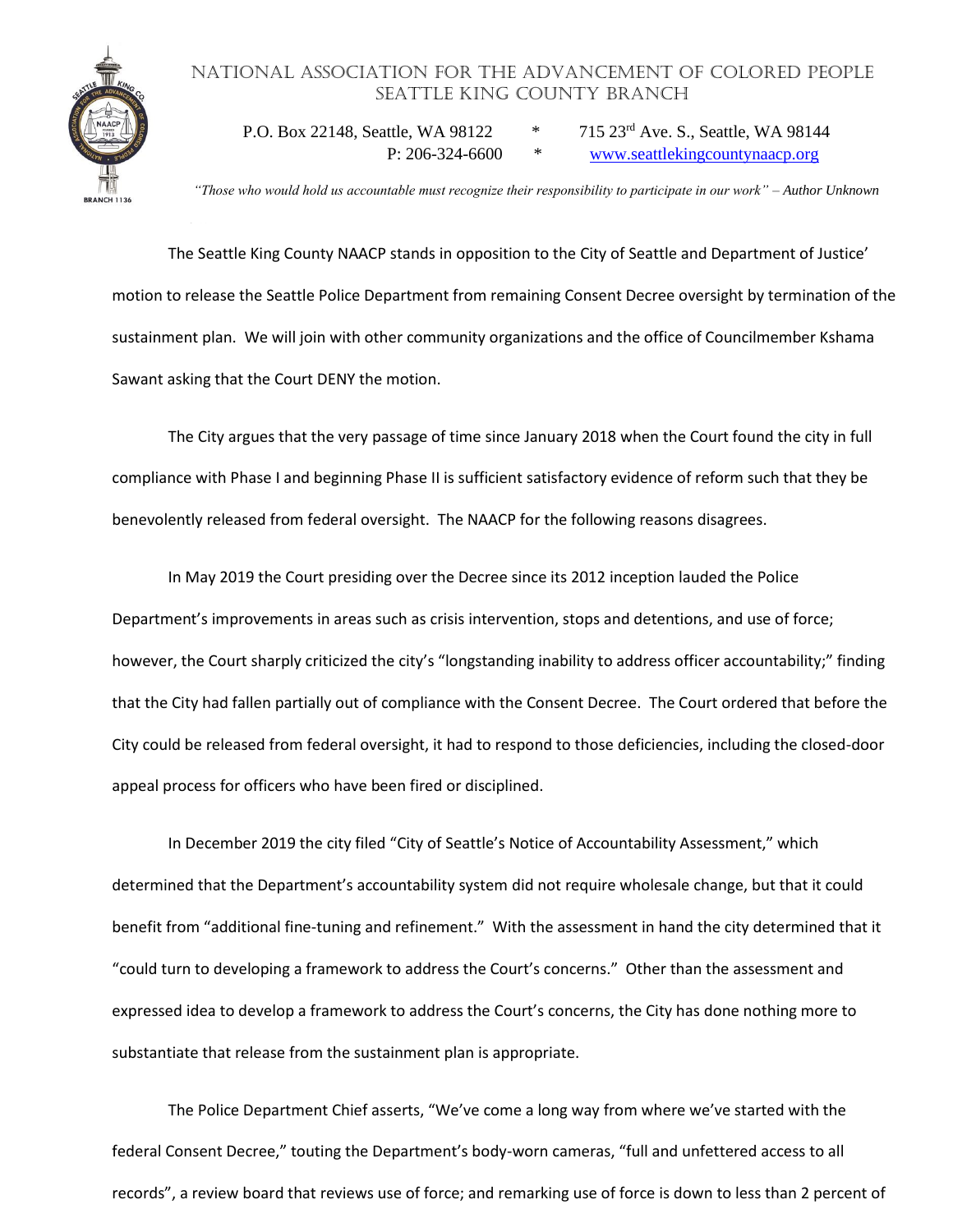# NATIONAL ASSOCIATION FOR THE ADVANCEMENT OF COLORED PEOPLE
## SEATTLE KING COUNTY BRANCH

P.O. Box 22148, Seattle, WA 98122 * 715 23rd Ave. S., Seattle, WA 98144
P: 206-324-6600 * www.seattlekingcountynaacp.org

*"Those who would hold us accountable must recognize their responsibility to participate in our work" – Author Unknown*

The Seattle King County NAACP stands in opposition to the City of Seattle and Department of Justice' motion to release the Seattle Police Department from remaining Consent Decree oversight by termination of the sustainment plan. We will join with other community organizations and the office of Councilmember Kshama Sawant asking that the Court DENY the motion.

The City argues that the very passage of time since January 2018 when the Court found the city in full compliance with Phase I and beginning Phase II is sufficient satisfactory evidence of reform such that they be benevolently released from federal oversight. The NAACP for the following reasons disagrees.

In May 2019 the Court presiding over the Decree since its 2012 inception lauded the Police Department's improvements in areas such as crisis intervention, stops and detentions, and use of force; however, the Court sharply criticized the city's "longstanding inability to address officer accountability;" finding that the City had fallen partially out of compliance with the Consent Decree. The Court ordered that before the City could be released from federal oversight, it had to respond to those deficiencies, including the closed-door appeal process for officers who have been fired or disciplined.

In December 2019 the city filed "City of Seattle's Notice of Accountability Assessment," which determined that the Department's accountability system did not require wholesale change, but that it could benefit from "additional fine-tuning and refinement." With the assessment in hand the city determined that it "could turn to developing a framework to address the Court's concerns." Other than the assessment and expressed idea to develop a framework to address the Court's concerns, the City has done nothing more to substantiate that release from the sustainment plan is appropriate.

The Police Department Chief asserts, "We've come a long way from where we've started with the federal Consent Decree," touting the Department's body-worn cameras, "full and unfettered access to all records", a review board that reviews use of force; and remarking use of force is down to less than 2 percent of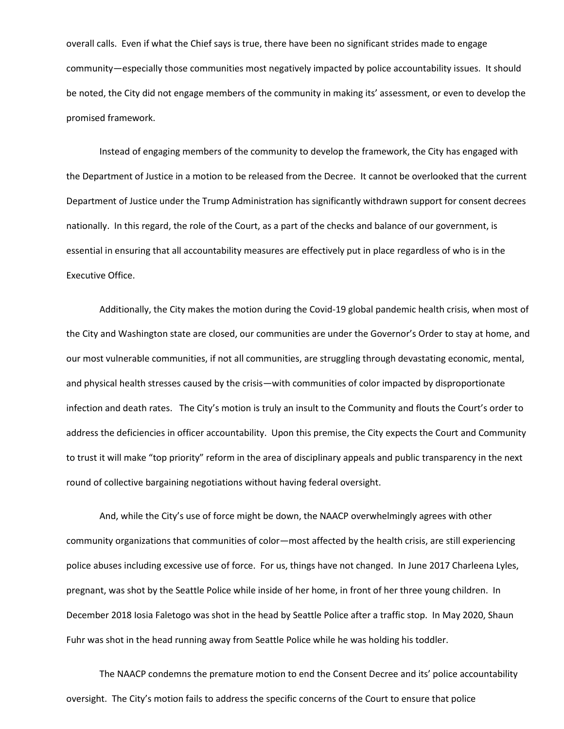overall calls. Even if what the Chief says is true, there have been no significant strides made to engage community—especially those communities most negatively impacted by police accountability issues. It should be noted, the City did not engage members of the community in making its' assessment, or even to develop the promised framework.

Instead of engaging members of the community to develop the framework, the City has engaged with the Department of Justice in a motion to be released from the Decree. It cannot be overlooked that the current Department of Justice under the Trump Administration has significantly withdrawn support for consent decrees nationally. In this regard, the role of the Court, as a part of the checks and balance of our government, is essential in ensuring that all accountability measures are effectively put in place regardless of who is in the Executive Office.

Additionally, the City makes the motion during the Covid-19 global pandemic health crisis, when most of the City and Washington state are closed, our communities are under the Governor's Order to stay at home, and our most vulnerable communities, if not all communities, are struggling through devastating economic, mental, and physical health stresses caused by the crisis—with communities of color impacted by disproportionate infection and death rates. The City's motion is truly an insult to the Community and flouts the Court's order to address the deficiencies in officer accountability. Upon this premise, the City expects the Court and Community to trust it will make "top priority" reform in the area of disciplinary appeals and public transparency in the next round of collective bargaining negotiations without having federal oversight.

And, while the City's use of force might be down, the NAACP overwhelmingly agrees with other community organizations that communities of color—most affected by the health crisis, are still experiencing police abuses including excessive use of force. For us, things have not changed. In June 2017 Charleena Lyles, pregnant, was shot by the Seattle Police while inside of her home, in front of her three young children. In December 2018 Iosia Faletogo was shot in the head by Seattle Police after a traffic stop. In May 2020, Shaun Fuhr was shot in the head running away from Seattle Police while he was holding his toddler.

The NAACP condemns the premature motion to end the Consent Decree and its' police accountability oversight. The City's motion fails to address the specific concerns of the Court to ensure that police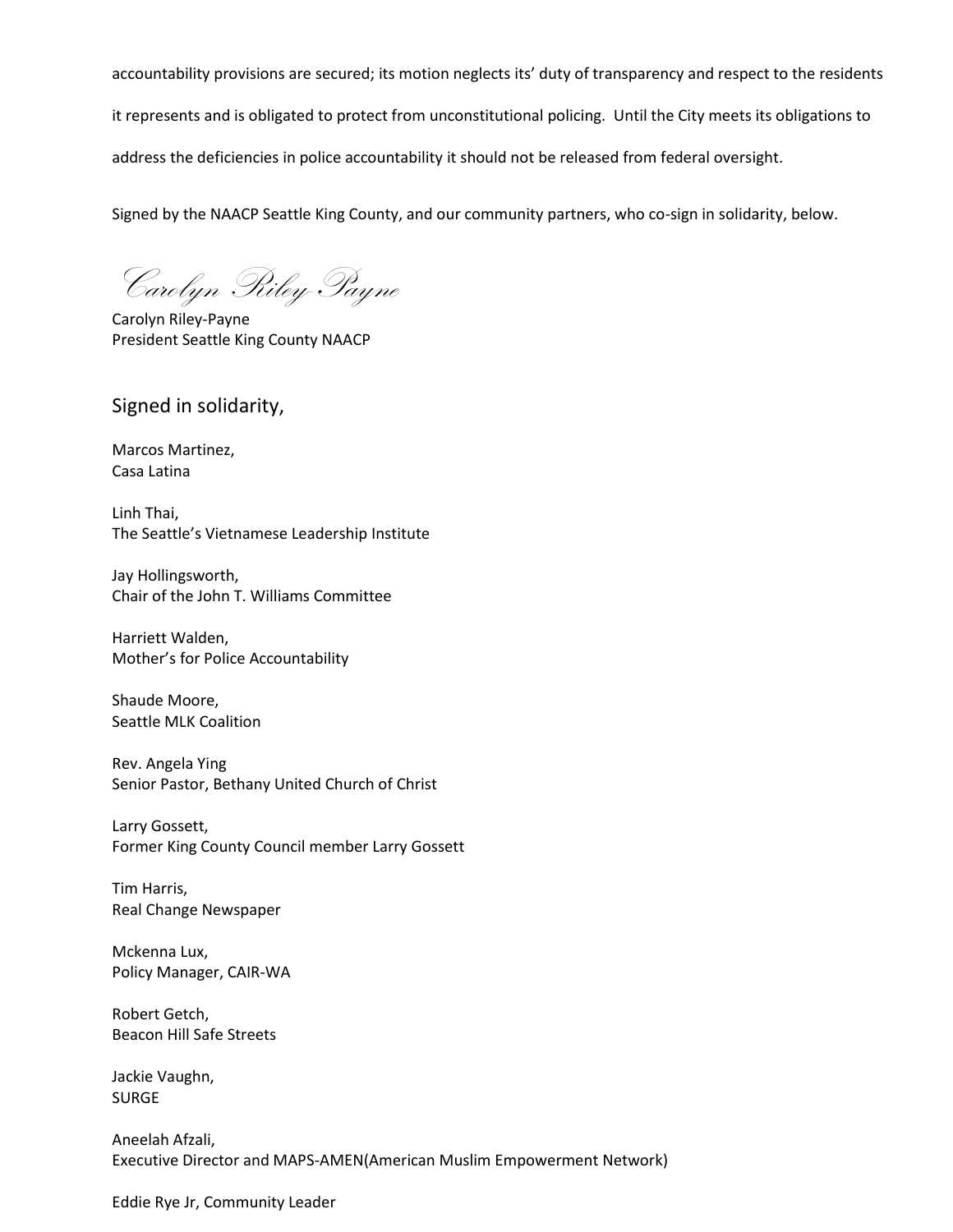accountability provisions are secured; its motion neglects its' duty of transparency and respect to the residents it represents and is obligated to protect from unconstitutional policing. Until the City meets its obligations to address the deficiencies in police accountability it should not be released from federal oversight.

Signed by the NAACP Seattle King County, and our community partners, who co-sign in solidarity, below.

*Carolyn Riley-Payne*

Carolyn Riley-Payne
President Seattle King County NAACP

Signed in solidarity,

Marcos Martinez,
Casa Latina

Linh Thai,
The Seattle's Vietnamese Leadership Institute

Jay Hollingsworth,
Chair of the John T. Williams Committee

Harriett Walden,
Mother's for Police Accountability

Shaude Moore,
Seattle MLK Coalition

Rev. Angela Ying
Senior Pastor, Bethany United Church of Christ

Larry Gossett,
Former King County Council member Larry Gossett

Tim Harris,
Real Change Newspaper

Mckenna Lux,
Policy Manager, CAIR-WA

Robert Getch,
Beacon Hill Safe Streets

Jackie Vaughn,
SURGE

Aneelah Afzali,
Executive Director and MAPS-AMEN(American Muslim Empowerment Network)

Eddie Rye Jr, Community Leader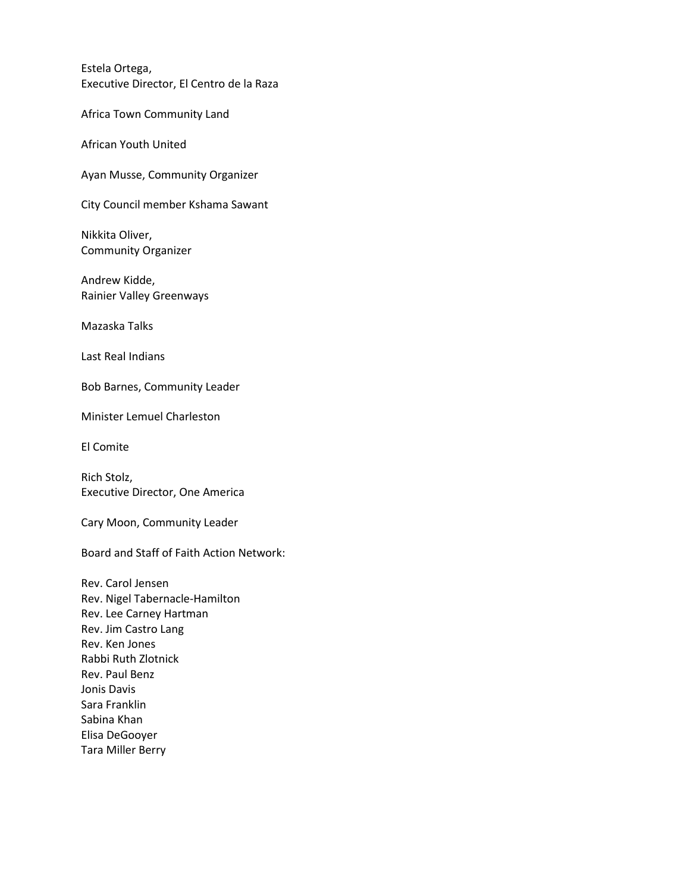Estela Ortega,
Executive Director, El Centro de la Raza

Africa Town Community Land

African Youth United

Ayan Musse, Community Organizer

City Council member Kshama Sawant

Nikkita Oliver,
Community Organizer

Andrew Kidde,
Rainier Valley Greenways

Mazaska Talks

Last Real Indians

Bob Barnes, Community Leader

Minister Lemuel Charleston

El Comite

Rich Stolz,
Executive Director, One America

Cary Moon, Community Leader

Board and Staff of Faith Action Network:

Rev. Carol Jensen
Rev. Nigel Tabernacle-Hamilton
Rev. Lee Carney Hartman
Rev. Jim Castro Lang
Rev. Ken Jones
Rabbi Ruth Zlotnick
Rev. Paul Benz
Jonis Davis
Sara Franklin
Sabina Khan
Elisa DeGooyer
Tara Miller Berry